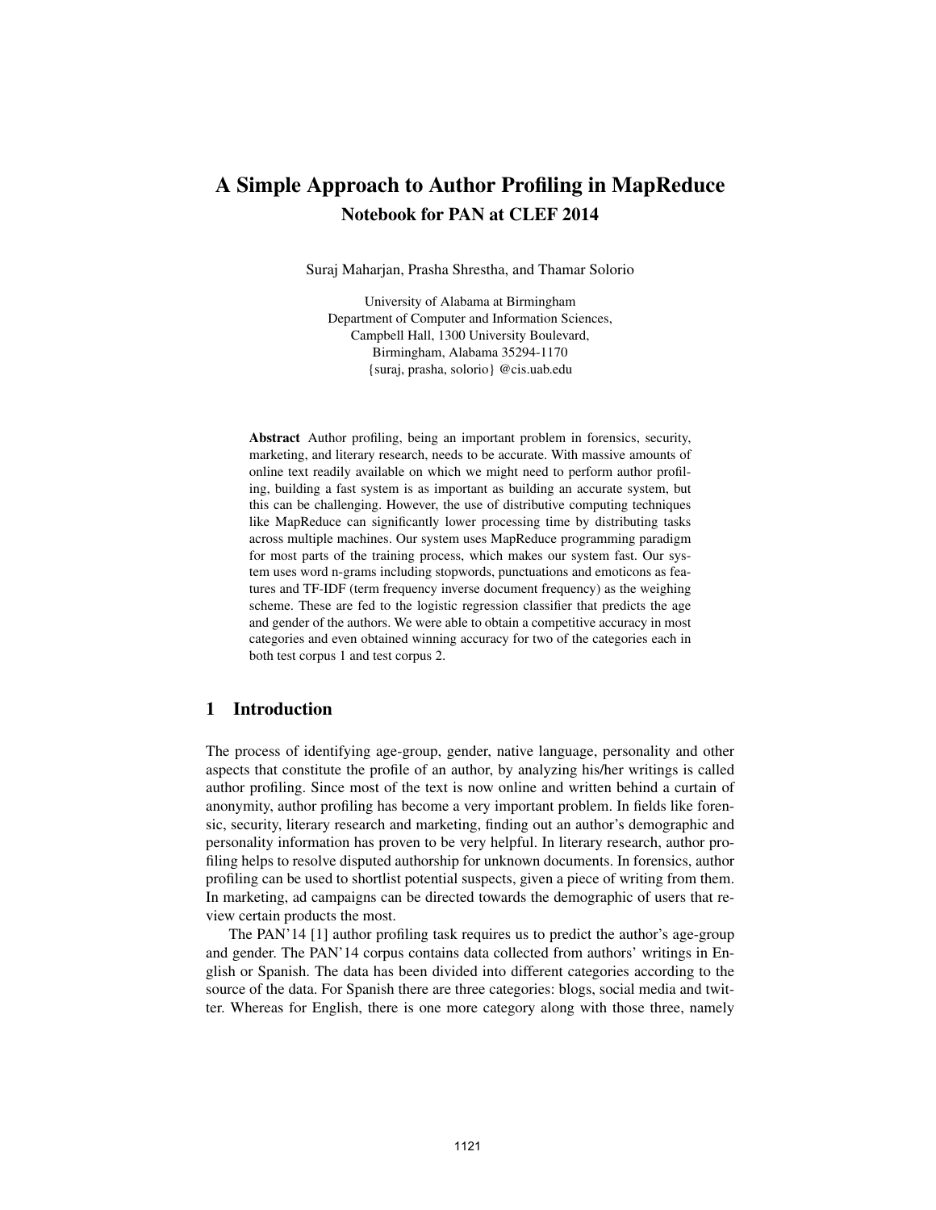# A Simple Approach to Author Profiling in MapReduce

## Notebook for PAN at CLEF 2014

Suraj Maharjan, Prasha Shrestha, and Thamar Solorio

University of Alabama at Birmingham
Department of Computer and Information Sciences,
Campbell Hall, 1300 University Boulevard,
Birmingham, Alabama 35294-1170
{suraj, prasha, solorio} @cis.uab.edu

**Abstract** Author profiling, being an important problem in forensics, security, marketing, and literary research, needs to be accurate. With massive amounts of online text readily available on which we might need to perform author profiling, building a fast system is as important as building an accurate system, but this can be challenging. However, the use of distributive computing techniques like MapReduce can significantly lower processing time by distributing tasks across multiple machines. Our system uses MapReduce programming paradigm for most parts of the training process, which makes our system fast. Our system uses word n-grams including stopwords, punctuations and emoticons as features and TF-IDF (term frequency inverse document frequency) as the weighing scheme. These are fed to the logistic regression classifier that predicts the age and gender of the authors. We were able to obtain a competitive accuracy in most categories and even obtained winning accuracy for two of the categories each in both test corpus 1 and test corpus 2.

## 1 Introduction

The process of identifying age-group, gender, native language, personality and other aspects that constitute the profile of an author, by analyzing his/her writings is called author profiling. Since most of the text is now online and written behind a curtain of anonymity, author profiling has become a very important problem. In fields like forensic, security, literary research and marketing, finding out an author's demographic and personality information has proven to be very helpful. In literary research, author profiling helps to resolve disputed authorship for unknown documents. In forensics, author profiling can be used to shortlist potential suspects, given a piece of writing from them. In marketing, ad campaigns can be directed towards the demographic of users that review certain products the most.

The PAN'14 [1] author profiling task requires us to predict the author's age-group and gender. The PAN'14 corpus contains data collected from authors' writings in English or Spanish. The data has been divided into different categories according to the source of the data. For Spanish there are three categories: blogs, social media and twitter. Whereas for English, there is one more category along with those three, namely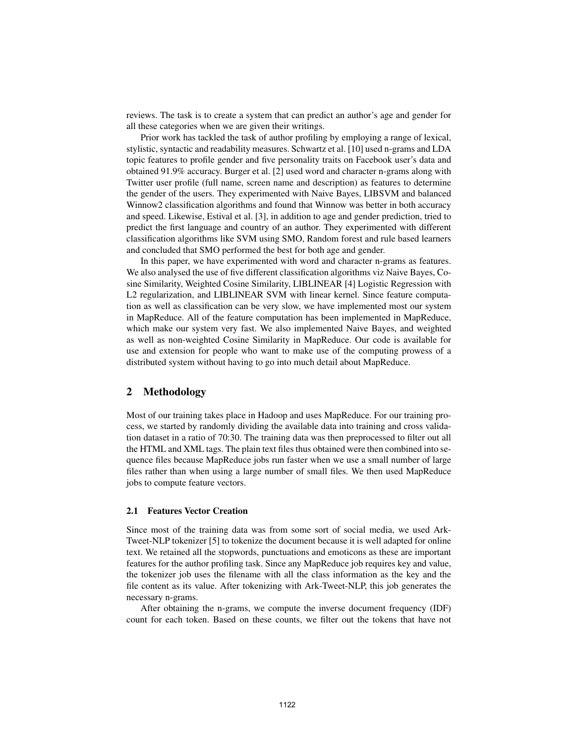reviews. The task is to create a system that can predict an author's age and gender for all these categories when we are given their writings.

Prior work has tackled the task of author profiling by employing a range of lexical, stylistic, syntactic and readability measures. Schwartz et al. [10] used n-grams and LDA topic features to profile gender and five personality traits on Facebook user's data and obtained 91.9% accuracy. Burger et al. [2] used word and character n-grams along with Twitter user profile (full name, screen name and description) as features to determine the gender of the users. They experimented with Naive Bayes, LIBSVM and balanced Winnow2 classification algorithms and found that Winnow was better in both accuracy and speed. Likewise, Estival et al. [3], in addition to age and gender prediction, tried to predict the first language and country of an author. They experimented with different classification algorithms like SVM using SMO, Random forest and rule based learners and concluded that SMO performed the best for both age and gender.

In this paper, we have experimented with word and character n-grams as features. We also analysed the use of five different classification algorithms viz Naive Bayes, Cosine Similarity, Weighted Cosine Similarity, LIBLINEAR [4] Logistic Regression with L2 regularization, and LIBLINEAR SVM with linear kernel. Since feature computation as well as classification can be very slow, we have implemented most our system in MapReduce. All of the feature computation has been implemented in MapReduce, which make our system very fast. We also implemented Naive Bayes, and weighted as well as non-weighted Cosine Similarity in MapReduce. Our code is available for use and extension for people who want to make use of the computing prowess of a distributed system without having to go into much detail about MapReduce.

## 2 Methodology

Most of our training takes place in Hadoop and uses MapReduce. For our training process, we started by randomly dividing the available data into training and cross validation dataset in a ratio of 70:30. The training data was then preprocessed to filter out all the HTML and XML tags. The plain text files thus obtained were then combined into sequence files because MapReduce jobs run faster when we use a small number of large files rather than when using a large number of small files. We then used MapReduce jobs to compute feature vectors.

### 2.1 Features Vector Creation

Since most of the training data was from some sort of social media, we used Ark-Tweet-NLP tokenizer [5] to tokenize the document because it is well adapted for online text. We retained all the stopwords, punctuations and emoticons as these are important features for the author profiling task. Since any MapReduce job requires key and value, the tokenizer job uses the filename with all the class information as the key and the file content as its value. After tokenizing with Ark-Tweet-NLP, this job generates the necessary n-grams.

After obtaining the n-grams, we compute the inverse document frequency (IDF) count for each token. Based on these counts, we filter out the tokens that have not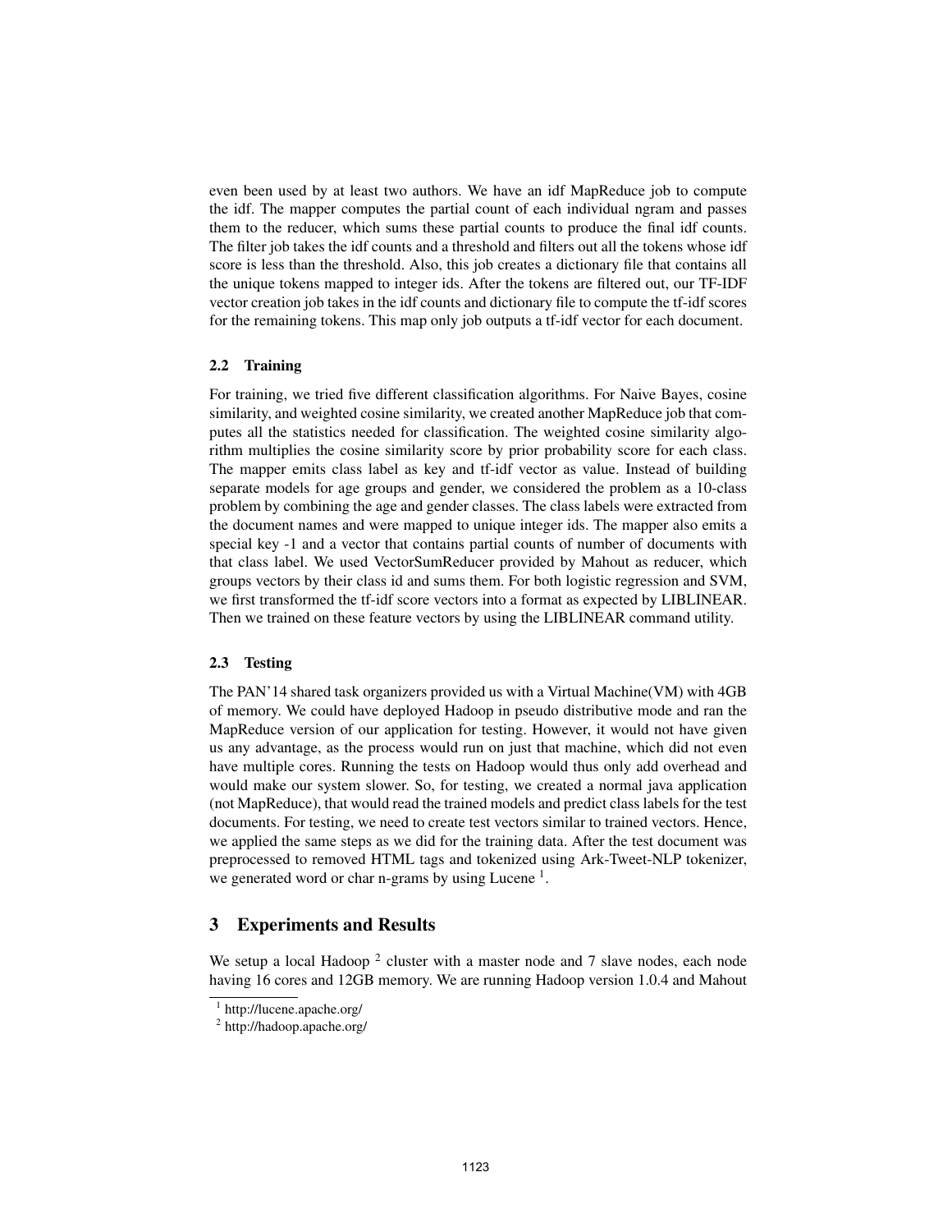even been used by at least two authors. We have an idf MapReduce job to compute the idf. The mapper computes the partial count of each individual ngram and passes them to the reducer, which sums these partial counts to produce the final idf counts. The filter job takes the idf counts and a threshold and filters out all the tokens whose idf score is less than the threshold. Also, this job creates a dictionary file that contains all the unique tokens mapped to integer ids. After the tokens are filtered out, our TF-IDF vector creation job takes in the idf counts and dictionary file to compute the tf-idf scores for the remaining tokens. This map only job outputs a tf-idf vector for each document.

### 2.2 Training

For training, we tried five different classification algorithms. For Naive Bayes, cosine similarity, and weighted cosine similarity, we created another MapReduce job that computes all the statistics needed for classification. The weighted cosine similarity algorithm multiplies the cosine similarity score by prior probability score for each class. The mapper emits class label as key and tf-idf vector as value. Instead of building separate models for age groups and gender, we considered the problem as a 10-class problem by combining the age and gender classes. The class labels were extracted from the document names and were mapped to unique integer ids. The mapper also emits a special key -1 and a vector that contains partial counts of number of documents with that class label. We used VectorSumReducer provided by Mahout as reducer, which groups vectors by their class id and sums them. For both logistic regression and SVM, we first transformed the tf-idf score vectors into a format as expected by LIBLINEAR. Then we trained on these feature vectors by using the LIBLINEAR command utility.

### 2.3 Testing

The PAN'14 shared task organizers provided us with a Virtual Machine(VM) with 4GB of memory. We could have deployed Hadoop in pseudo distributive mode and ran the MapReduce version of our application for testing. However, it would not have given us any advantage, as the process would run on just that machine, which did not even have multiple cores. Running the tests on Hadoop would thus only add overhead and would make our system slower. So, for testing, we created a normal java application (not MapReduce), that would read the trained models and predict class labels for the test documents. For testing, we need to create test vectors similar to trained vectors. Hence, we applied the same steps as we did for the training data. After the test document was preprocessed to removed HTML tags and tokenized using Ark-Tweet-NLP tokenizer, we generated word or char n-grams by using Lucene [1].

## 3 Experiments and Results

We setup a local Hadoop [2] cluster with a master node and 7 slave nodes, each node having 16 cores and 12GB memory. We are running Hadoop version 1.0.4 and Mahout

[1] http://lucene.apache.org/

[2] http://hadoop.apache.org/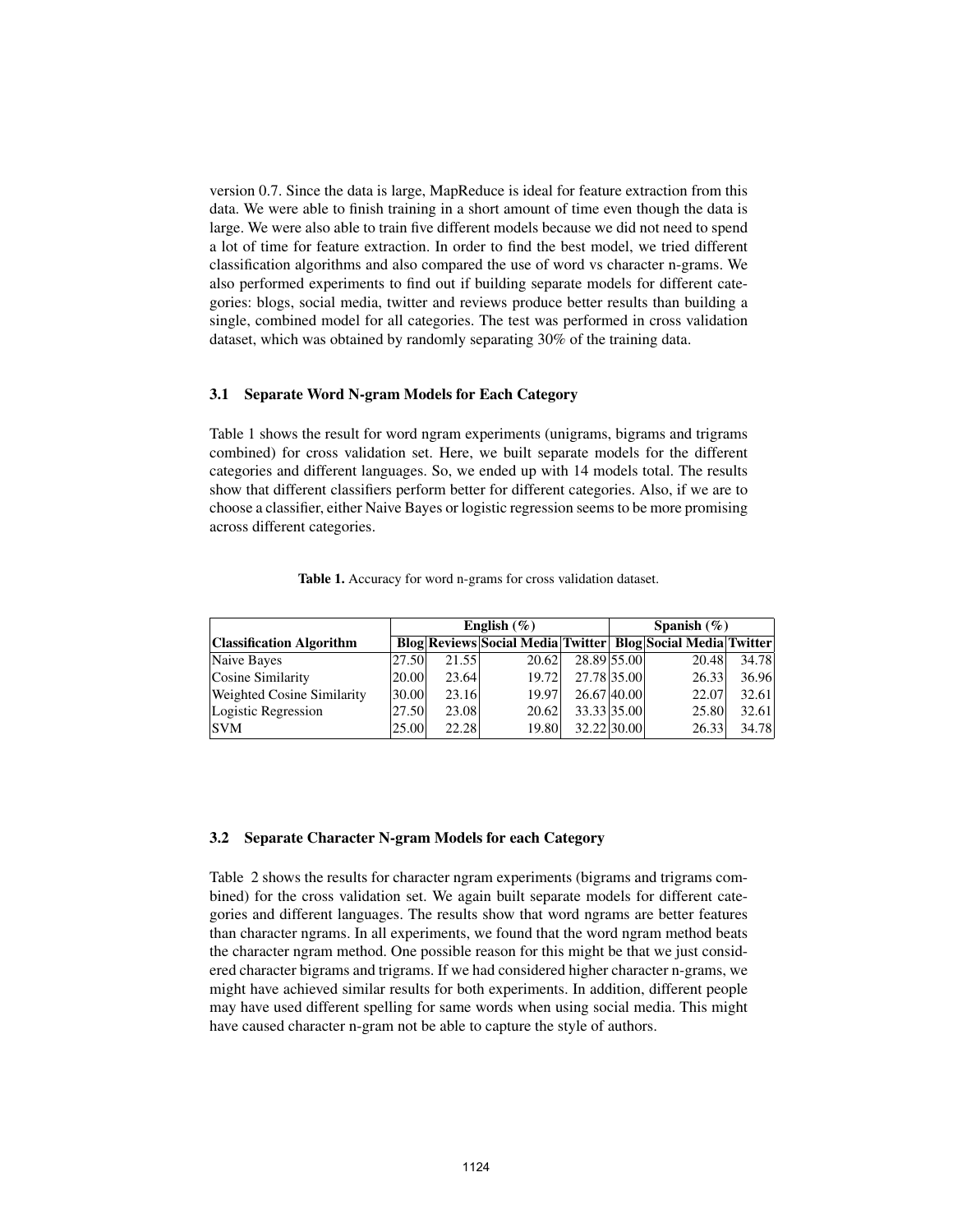version 0.7. Since the data is large, MapReduce is ideal for feature extraction from this data. We were able to finish training in a short amount of time even though the data is large. We were also able to train five different models because we did not need to spend a lot of time for feature extraction. In order to find the best model, we tried different classification algorithms and also compared the use of word vs character n-grams. We also performed experiments to find out if building separate models for different categories: blogs, social media, twitter and reviews produce better results than building a single, combined model for all categories. The test was performed in cross validation dataset, which was obtained by randomly separating 30% of the training data.

### 3.1 Separate Word N-gram Models for Each Category

Table 1 shows the result for word ngram experiments (unigrams, bigrams and trigrams combined) for cross validation set. Here, we built separate models for the different categories and different languages. So, we ended up with 14 models total. The results show that different classifiers perform better for different categories. Also, if we are to choose a classifier, either Naive Bayes or logistic regression seems to be more promising across different categories.

**Table 1.** Accuracy for word n-grams for cross validation dataset.

| | English (%) | | | | Spanish (%) | | |
|---|---|---|---|---|---|---|---|
| **Classification Algorithm** | **Blog** | **Reviews** | **Social Media** | **Twitter** | **Blog** | **Social Media** | **Twitter** |
| Naive Bayes | 27.50 | 21.55 | 20.62 | 28.89 | 55.00 | 20.48 | 34.78 |
| Cosine Similarity | 20.00 | 23.64 | 19.72 | 27.78 | 35.00 | 26.33 | 36.96 |
| Weighted Cosine Similarity | 30.00 | 23.16 | 19.97 | 26.67 | 40.00 | 22.07 | 32.61 |
| Logistic Regression | 27.50 | 23.08 | 20.62 | 33.33 | 35.00 | 25.80 | 32.61 |
| SVM | 25.00 | 22.28 | 19.80 | 32.22 | 30.00 | 26.33 | 34.78 |

### 3.2 Separate Character N-gram Models for each Category

Table 2 shows the results for character ngram experiments (bigrams and trigrams combined) for the cross validation set. We again built separate models for different categories and different languages. The results show that word ngrams are better features than character ngrams. In all experiments, we found that the word ngram method beats the character ngram method. One possible reason for this might be that we just considered character bigrams and trigrams. If we had considered higher character n-grams, we might have achieved similar results for both experiments. In addition, different people may have used different spelling for same words when using social media. This might have caused character n-gram not be able to capture the style of authors.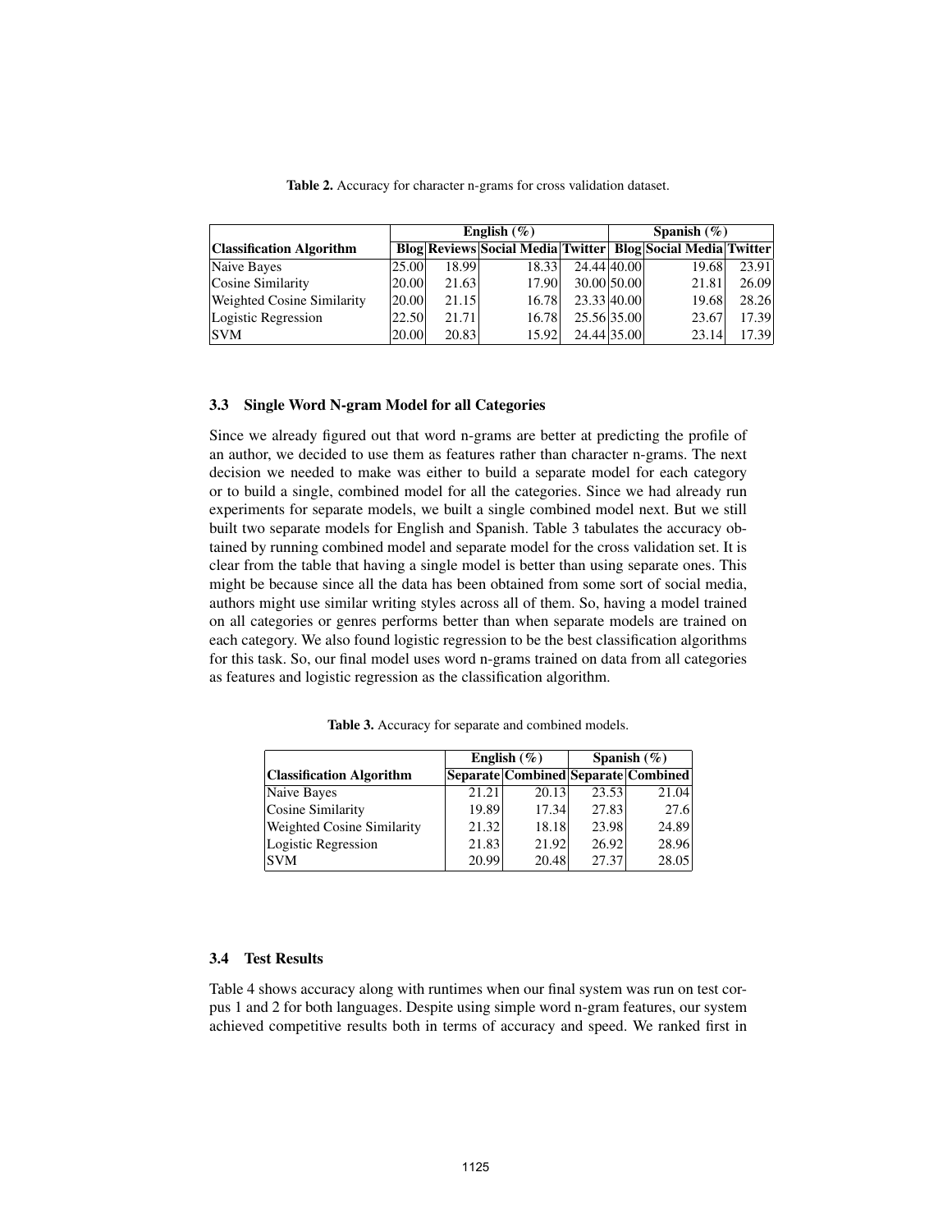**Table 2.** Accuracy for character n-grams for cross validation dataset.

| | English (%) | | | | Spanish (%) | | |
|---|---|---|---|---|---|---|---|
| **Classification Algorithm** | **Blog** | **Reviews** | **Social Media** | **Twitter** | **Blog** | **Social Media** | **Twitter** |
| Naive Bayes | 25.00 | 18.99 | 18.33 | 24.44 | 40.00 | 19.68 | 23.91 |
| Cosine Similarity | 20.00 | 21.63 | 17.90 | 30.00 | 50.00 | 21.81 | 26.09 |
| Weighted Cosine Similarity | 20.00 | 21.15 | 16.78 | 23.33 | 40.00 | 19.68 | 28.26 |
| Logistic Regression | 22.50 | 21.71 | 16.78 | 25.56 | 35.00 | 23.67 | 17.39 |
| SVM | 20.00 | 20.83 | 15.92 | 24.44 | 35.00 | 23.14 | 17.39 |

### 3.3 Single Word N-gram Model for all Categories

Since we already figured out that word n-grams are better at predicting the profile of an author, we decided to use them as features rather than character n-grams. The next decision we needed to make was either to build a separate model for each category or to build a single, combined model for all the categories. Since we had already run experiments for separate models, we built a single combined model next. But we still built two separate models for English and Spanish. Table 3 tabulates the accuracy obtained by running combined model and separate model for the cross validation set. It is clear from the table that having a single model is better than using separate ones. This might be because since all the data has been obtained from some sort of social media, authors might use similar writing styles across all of them. So, having a model trained on all categories or genres performs better than when separate models are trained on each category. We also found logistic regression to be the best classification algorithms for this task. So, our final model uses word n-grams trained on data from all categories as features and logistic regression as the classification algorithm.

**Table 3.** Accuracy for separate and combined models.

| | English (%) | | Spanish (%) | |
|---|---|---|---|---|
| **Classification Algorithm** | **Separate** | **Combined** | **Separate** | **Combined** |
| Naive Bayes | 21.21 | 20.13 | 23.53 | 21.04 |
| Cosine Similarity | 19.89 | 17.34 | 27.83 | 27.6 |
| Weighted Cosine Similarity | 21.32 | 18.18 | 23.98 | 24.89 |
| Logistic Regression | 21.83 | 21.92 | 26.92 | 28.96 |
| SVM | 20.99 | 20.48 | 27.37 | 28.05 |

### 3.4 Test Results

Table 4 shows accuracy along with runtimes when our final system was run on test corpus 1 and 2 for both languages. Despite using simple word n-gram features, our system achieved competitive results both in terms of accuracy and speed. We ranked first in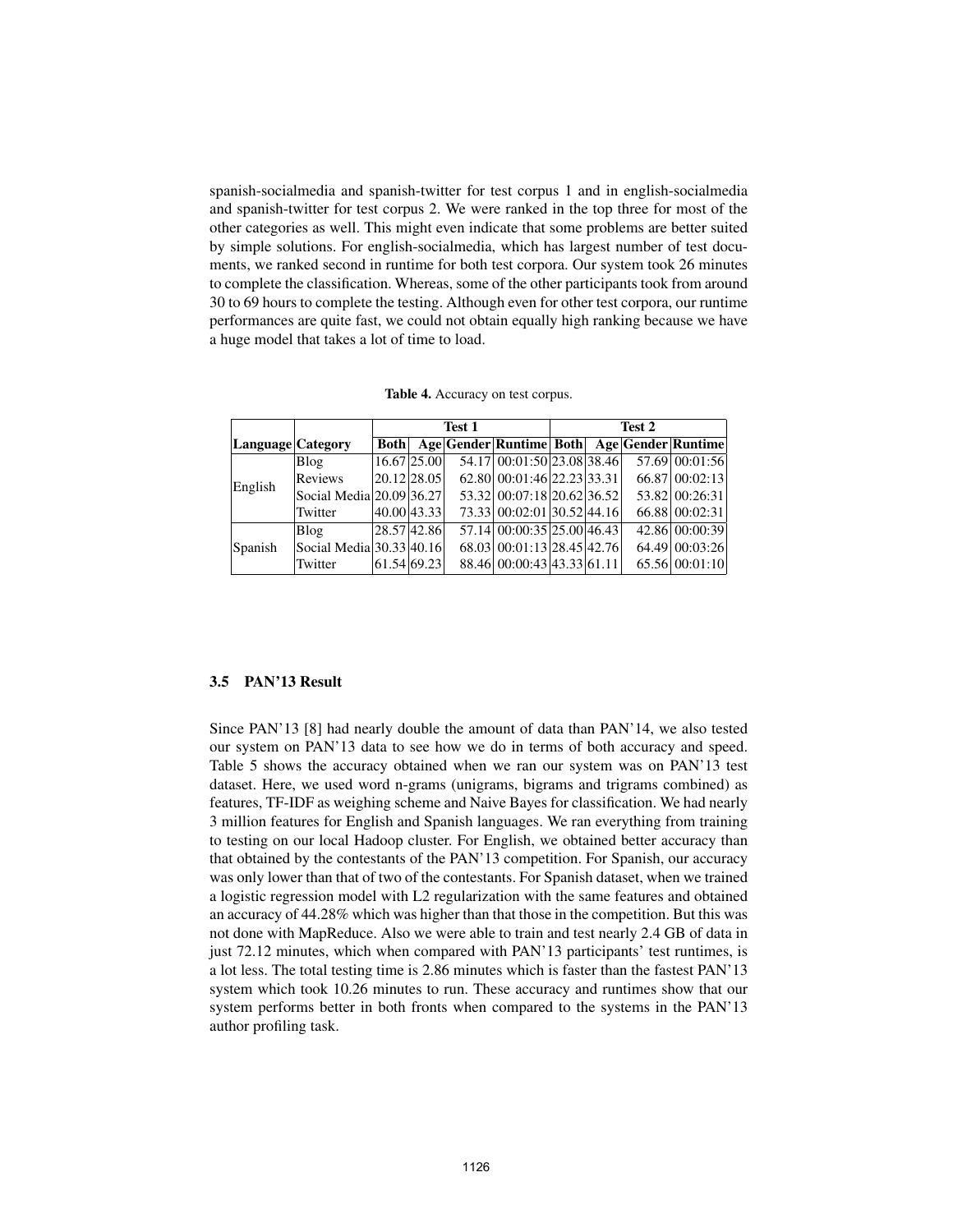spanish-socialmedia and spanish-twitter for test corpus 1 and in english-socialmedia and spanish-twitter for test corpus 2. We were ranked in the top three for most of the other categories as well. This might even indicate that some problems are better suited by simple solutions. For english-socialmedia, which has largest number of test documents, we ranked second in runtime for both test corpora. Our system took 26 minutes to complete the classification. Whereas, some of the other participants took from around 30 to 69 hours to complete the testing. Although even for other test corpora, our runtime performances are quite fast, we could not obtain equally high ranking because we have a huge model that takes a lot of time to load.

**Table 4.** Accuracy on test corpus.

| | | **Test 1** | | | | **Test 2** | | | |
|---|---|---|---|---|---|---|---|---|---|
| **Language** | **Category** | **Both** | **Age** | **Gender** | **Runtime** | **Both** | **Age** | **Gender** | **Runtime** |
| English | Blog | 16.67 | 25.00 | 54.17 | 00:01:50 | 23.08 | 38.46 | 57.69 | 00:01:56 |
| | Reviews | 20.12 | 28.05 | 62.80 | 00:01:46 | 22.23 | 33.31 | 66.87 | 00:02:13 |
| | Social Media | 20.09 | 36.27 | 53.32 | 00:07:18 | 20.62 | 36.52 | 53.82 | 00:26:31 |
| | Twitter | 40.00 | 43.33 | 73.33 | 00:02:01 | 30.52 | 44.16 | 66.88 | 00:02:31 |
| Spanish | Blog | 28.57 | 42.86 | 57.14 | 00:00:35 | 25.00 | 46.43 | 42.86 | 00:00:39 |
| | Social Media | 30.33 | 40.16 | 68.03 | 00:01:13 | 28.45 | 42.76 | 64.49 | 00:03:26 |
| | Twitter | 61.54 | 69.23 | 88.46 | 00:00:43 | 43.33 | 61.11 | 65.56 | 00:01:10 |

### 3.5 PAN'13 Result

Since PAN'13 [8] had nearly double the amount of data than PAN'14, we also tested our system on PAN'13 data to see how we do in terms of both accuracy and speed. Table 5 shows the accuracy obtained when we ran our system was on PAN'13 test dataset. Here, we used word n-grams (unigrams, bigrams and trigrams combined) as features, TF-IDF as weighing scheme and Naive Bayes for classification. We had nearly 3 million features for English and Spanish languages. We ran everything from training to testing on our local Hadoop cluster. For English, we obtained better accuracy than that obtained by the contestants of the PAN'13 competition. For Spanish, our accuracy was only lower than that of two of the contestants. For Spanish dataset, when we trained a logistic regression model with L2 regularization with the same features and obtained an accuracy of 44.28% which was higher than that those in the competition. But this was not done with MapReduce. Also we were able to train and test nearly 2.4 GB of data in just 72.12 minutes, which when compared with PAN'13 participants' test runtimes, is a lot less. The total testing time is 2.86 minutes which is faster than the fastest PAN'13 system which took 10.26 minutes to run. These accuracy and runtimes show that our system performs better in both fronts when compared to the systems in the PAN'13 author profiling task.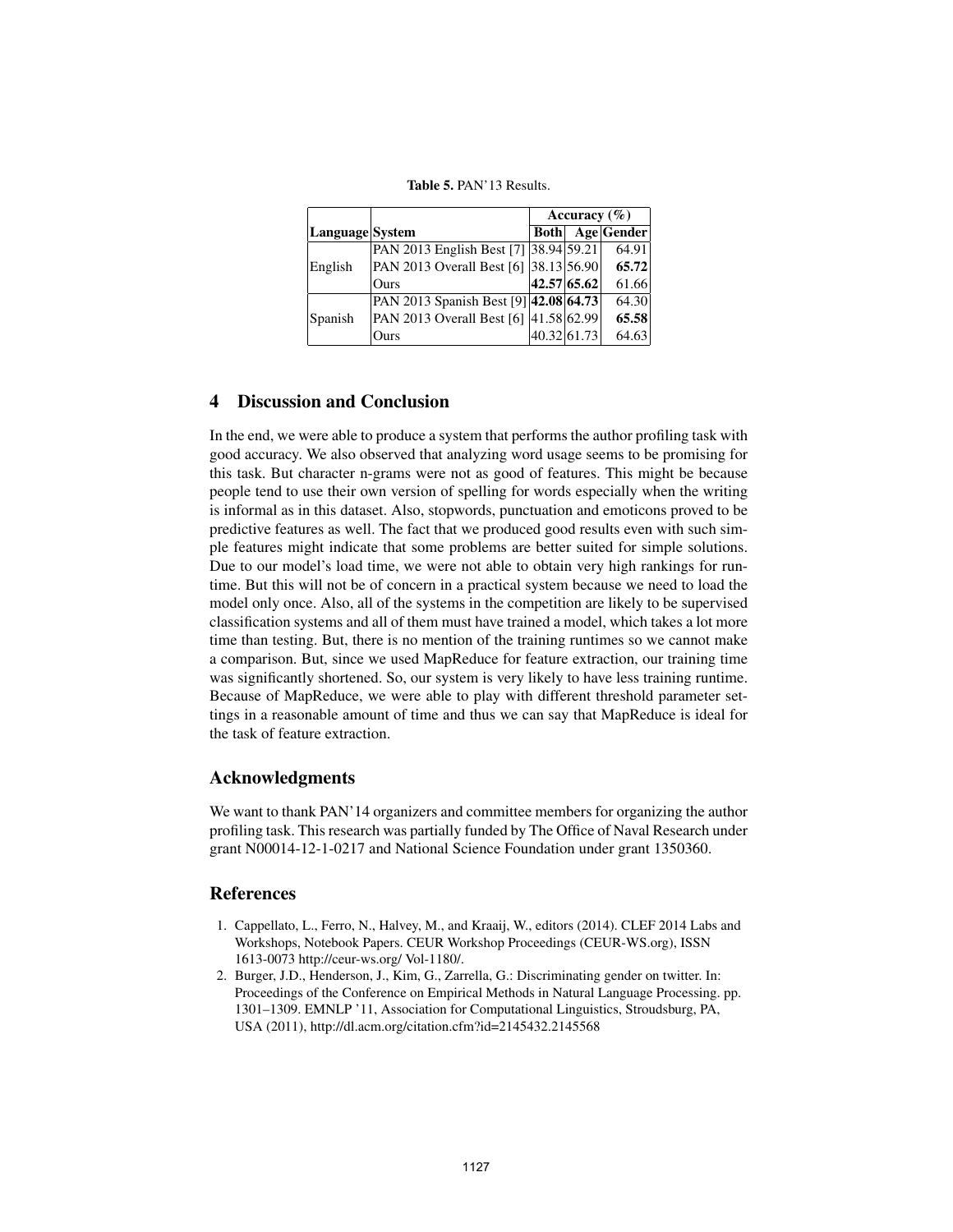**Table 5.** PAN'13 Results.

| Language | System | Accuracy (%) | | |
|---|---|---|---|---|
| | | **Both** | **Age** | **Gender** |
| English | PAN 2013 English Best [7] | 38.94 | 59.21 | 64.91 |
| | PAN 2013 Overall Best [6] | 38.13 | 56.90 | **65.72** |
| | Ours | **42.57** | **65.62** | 61.66 |
| Spanish | PAN 2013 Spanish Best [9] | **42.08** | **64.73** | 64.30 |
| | PAN 2013 Overall Best [6] | 41.58 | 62.99 | **65.58** |
| | Ours | 40.32 | 61.73 | 64.63 |

## 4 Discussion and Conclusion

In the end, we were able to produce a system that performs the author profiling task with good accuracy. We also observed that analyzing word usage seems to be promising for this task. But character n-grams were not as good of features. This might be because people tend to use their own version of spelling for words especially when the writing is informal as in this dataset. Also, stopwords, punctuation and emoticons proved to be predictive features as well. The fact that we produced good results even with such simple features might indicate that some problems are better suited for simple solutions. Due to our model's load time, we were not able to obtain very high rankings for runtime. But this will not be of concern in a practical system because we need to load the model only once. Also, all of the systems in the competition are likely to be supervised classification systems and all of them must have trained a model, which takes a lot more time than testing. But, there is no mention of the training runtimes so we cannot make a comparison. But, since we used MapReduce for feature extraction, our training time was significantly shortened. So, our system is very likely to have less training runtime. Because of MapReduce, we were able to play with different threshold parameter settings in a reasonable amount of time and thus we can say that MapReduce is ideal for the task of feature extraction.

## Acknowledgments

We want to thank PAN'14 organizers and committee members for organizing the author profiling task. This research was partially funded by The Office of Naval Research under grant N00014-12-1-0217 and National Science Foundation under grant 1350360.

## References

1. Cappellato, L., Ferro, N., Halvey, M., and Kraaij, W., editors (2014). CLEF 2014 Labs and Workshops, Notebook Papers. CEUR Workshop Proceedings (CEUR-WS.org), ISSN 1613-0073 http://ceur-ws.org/ Vol-1180/.
2. Burger, J.D., Henderson, J., Kim, G., Zarrella, G.: Discriminating gender on twitter. In: Proceedings of the Conference on Empirical Methods in Natural Language Processing. pp. 1301–1309. EMNLP '11, Association for Computational Linguistics, Stroudsburg, PA, USA (2011), http://dl.acm.org/citation.cfm?id=2145432.2145568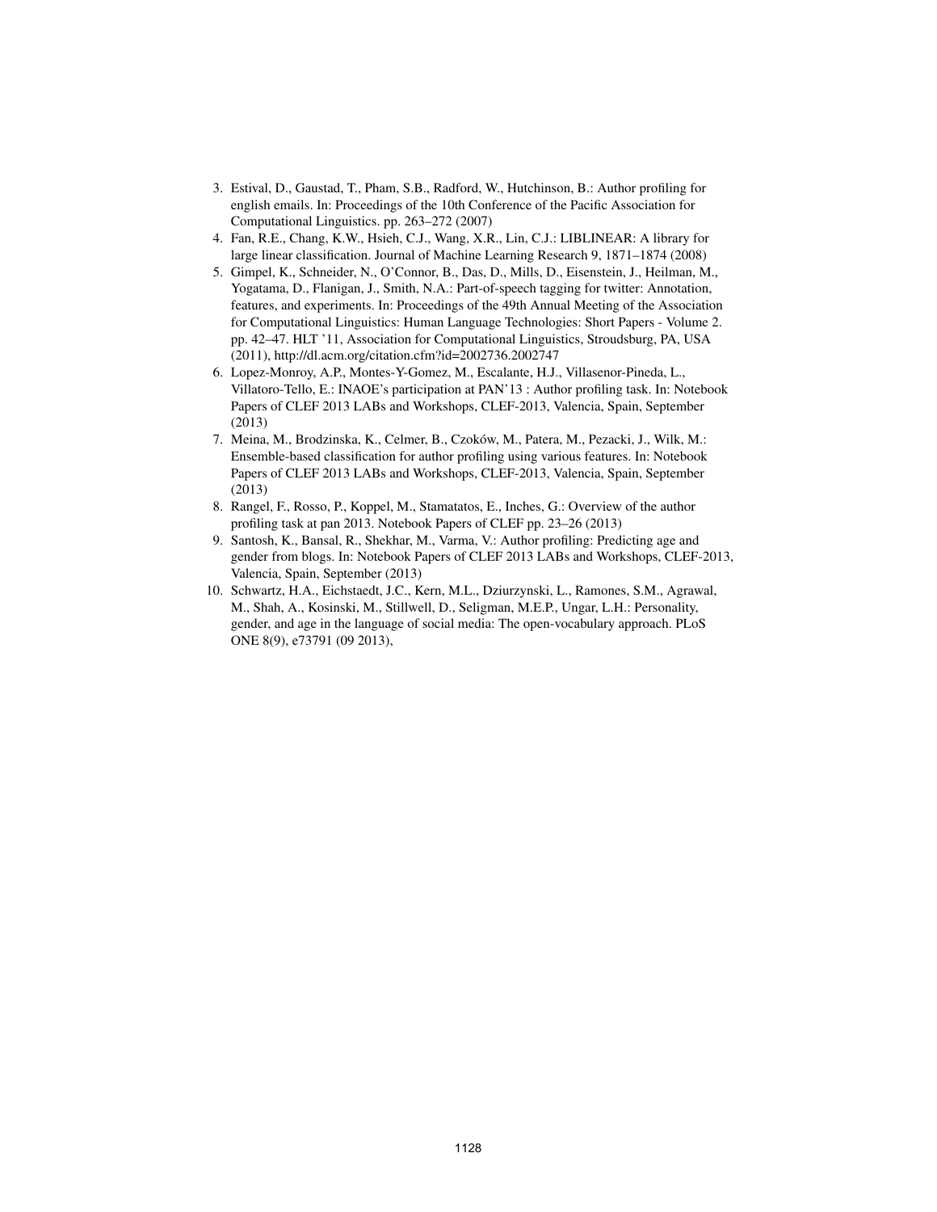3. Estival, D., Gaustad, T., Pham, S.B., Radford, W., Hutchinson, B.: Author profiling for english emails. In: Proceedings of the 10th Conference of the Pacific Association for Computational Linguistics. pp. 263–272 (2007)
4. Fan, R.E., Chang, K.W., Hsieh, C.J., Wang, X.R., Lin, C.J.: LIBLINEAR: A library for large linear classification. Journal of Machine Learning Research 9, 1871–1874 (2008)
5. Gimpel, K., Schneider, N., O'Connor, B., Das, D., Mills, D., Eisenstein, J., Heilman, M., Yogatama, D., Flanigan, J., Smith, N.A.: Part-of-speech tagging for twitter: Annotation, features, and experiments. In: Proceedings of the 49th Annual Meeting of the Association for Computational Linguistics: Human Language Technologies: Short Papers - Volume 2. pp. 42–47. HLT '11, Association for Computational Linguistics, Stroudsburg, PA, USA (2011), http://dl.acm.org/citation.cfm?id=2002736.2002747
6. Lopez-Monroy, A.P., Montes-Y-Gomez, M., Escalante, H.J., Villasenor-Pineda, L., Villatoro-Tello, E.: INAOE's participation at PAN'13 : Author profiling task. In: Notebook Papers of CLEF 2013 LABs and Workshops, CLEF-2013, Valencia, Spain, September (2013)
7. Meina, M., Brodzinska, K., Celmer, B., Czoków, M., Patera, M., Pezacki, J., Wilk, M.: Ensemble-based classification for author profiling using various features. In: Notebook Papers of CLEF 2013 LABs and Workshops, CLEF-2013, Valencia, Spain, September (2013)
8. Rangel, F., Rosso, P., Koppel, M., Stamatatos, E., Inches, G.: Overview of the author profiling task at pan 2013. Notebook Papers of CLEF pp. 23–26 (2013)
9. Santosh, K., Bansal, R., Shekhar, M., Varma, V.: Author profiling: Predicting age and gender from blogs. In: Notebook Papers of CLEF 2013 LABs and Workshops, CLEF-2013, Valencia, Spain, September (2013)
10. Schwartz, H.A., Eichstaedt, J.C., Kern, M.L., Dziurzynski, L., Ramones, S.M., Agrawal, M., Shah, A., Kosinski, M., Stillwell, D., Seligman, M.E.P., Ungar, L.H.: Personality, gender, and age in the language of social media: The open-vocabulary approach. PLoS ONE 8(9), e73791 (09 2013),